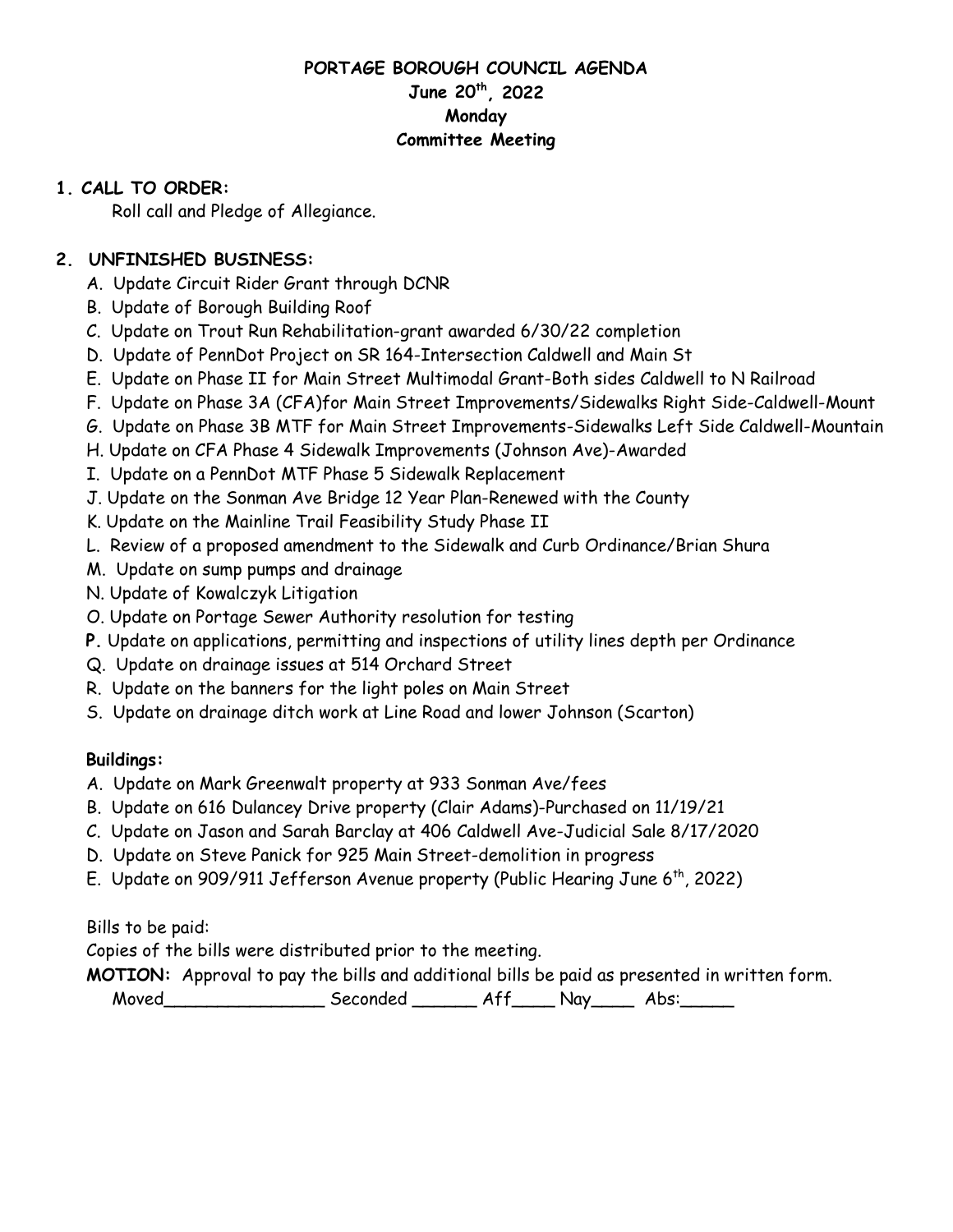# PORTAGE BOROUGH COUNCIL AGENDA

**June 20th, 2022**

**Monday**

**Committee Meeting**

**1. CALL TO ORDER:**

Roll call and Pledge of Allegiance.

**2. UNFINISHED BUSINESS:**

A. Update Circuit Rider Grant through DCNR
B. Update of Borough Building Roof
C. Update on Trout Run Rehabilitation-grant awarded 6/30/22 completion
D. Update of PennDot Project on SR 164-Intersection Caldwell and Main St
E. Update on Phase II for Main Street Multimodal Grant-Both sides Caldwell to N Railroad
F. Update on Phase 3A (CFA)for Main Street Improvements/Sidewalks Right Side-Caldwell-Mount
G. Update on Phase 3B MTF for Main Street Improvements-Sidewalks Left Side Caldwell-Mountain
H. Update on CFA Phase 4 Sidewalk Improvements (Johnson Ave)-Awarded
I. Update on a PennDot MTF Phase 5 Sidewalk Replacement
J. Update on the Sonman Ave Bridge 12 Year Plan-Renewed with the County
K. Update on the Mainline Trail Feasibility Study Phase II
L. Review of a proposed amendment to the Sidewalk and Curb Ordinance/Brian Shura
M. Update on sump pumps and drainage
N. Update of Kowalczyk Litigation
O. Update on Portage Sewer Authority resolution for testing
**P.** Update on applications, permitting and inspections of utility lines depth per Ordinance
Q. Update on drainage issues at 514 Orchard Street
R. Update on the banners for the light poles on Main Street
S. Update on drainage ditch work at Line Road and lower Johnson (Scarton)

**Buildings:**

A. Update on Mark Greenwalt property at 933 Sonman Ave/fees
B. Update on 616 Dulancey Drive property (Clair Adams)-Purchased on 11/19/21
C. Update on Jason and Sarah Barclay at 406 Caldwell Ave-Judicial Sale 8/17/2020
D. Update on Steve Panick for 925 Main Street-demolition in progress
E. Update on 909/911 Jefferson Avenue property (Public Hearing June 6th, 2022)

Bills to be paid:

Copies of the bills were distributed prior to the meeting.

**MOTION:** Approval to pay the bills and additional bills be paid as presented in written form.

Moved_______________ Seconded ______ Aff____ Nay____ Abs:_____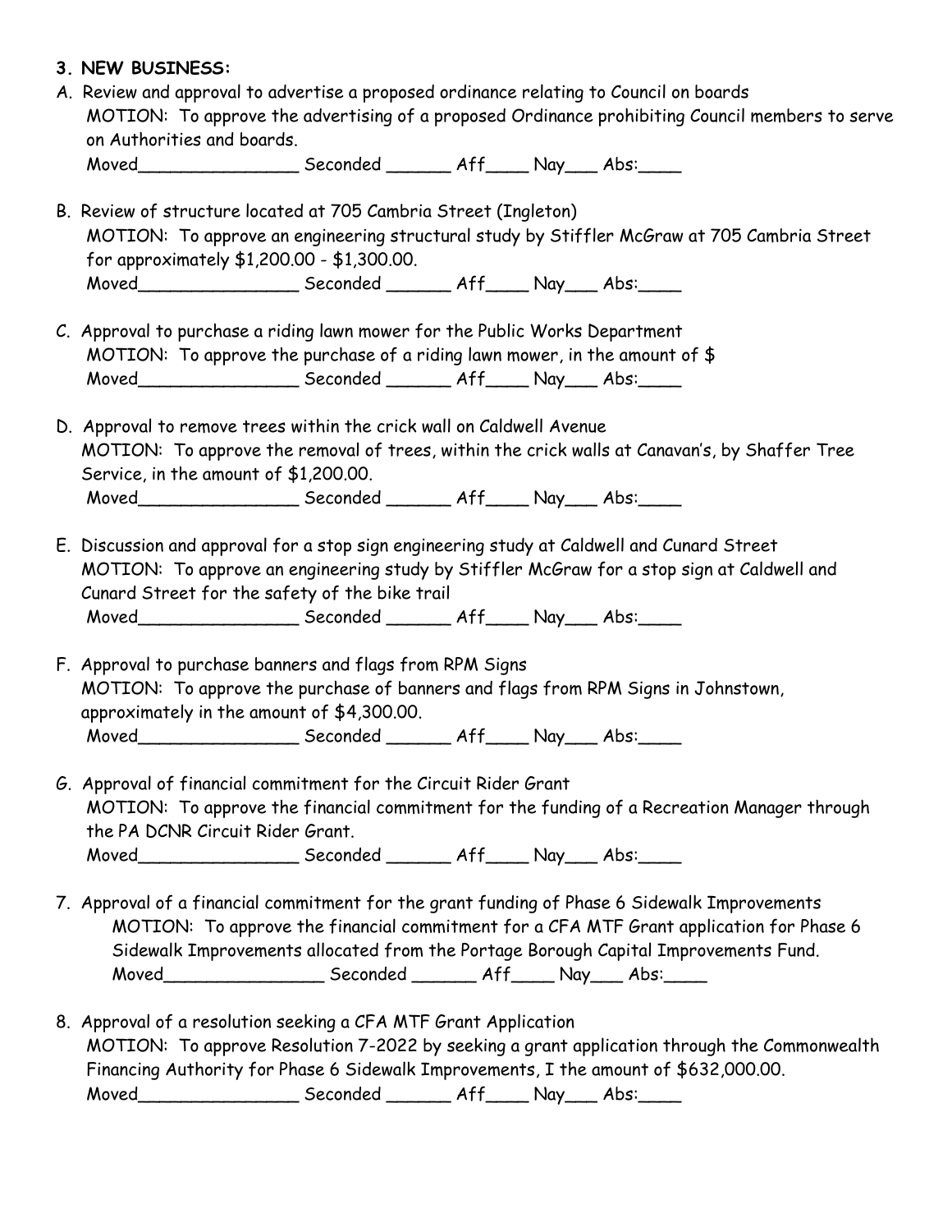### 3. NEW BUSINESS:

A. Review and approval to advertise a proposed ordinance relating to Council on boards
MOTION: To approve the advertising of a proposed Ordinance prohibiting Council members to serve on Authorities and boards.
Moved________________ Seconded _______ Aff_____ Nay____ Abs:_____

B. Review of structure located at 705 Cambria Street (Ingleton)
MOTION: To approve an engineering structural study by Stiffler McGraw at 705 Cambria Street for approximately $1,200.00 - $1,300.00.
Moved________________ Seconded _______ Aff_____ Nay____ Abs:_____

C. Approval to purchase a riding lawn mower for the Public Works Department
MOTION: To approve the purchase of a riding lawn mower, in the amount of $
Moved________________ Seconded _______ Aff_____ Nay____ Abs:_____

D. Approval to remove trees within the crick wall on Caldwell Avenue
MOTION: To approve the removal of trees, within the crick walls at Canavan's, by Shaffer Tree Service, in the amount of $1,200.00.
Moved________________ Seconded _______ Aff_____ Nay____ Abs:_____

E. Discussion and approval for a stop sign engineering study at Caldwell and Cunard Street
MOTION: To approve an engineering study by Stiffler McGraw for a stop sign at Caldwell and Cunard Street for the safety of the bike trail
Moved________________ Seconded _______ Aff_____ Nay____ Abs:_____

F. Approval to purchase banners and flags from RPM Signs
MOTION: To approve the purchase of banners and flags from RPM Signs in Johnstown, approximately in the amount of $4,300.00.
Moved________________ Seconded _______ Aff_____ Nay____ Abs:_____

G. Approval of financial commitment for the Circuit Rider Grant
MOTION: To approve the financial commitment for the funding of a Recreation Manager through the PA DCNR Circuit Rider Grant.
Moved________________ Seconded _______ Aff_____ Nay____ Abs:_____

7. Approval of a financial commitment for the grant funding of Phase 6 Sidewalk Improvements
MOTION: To approve the financial commitment for a CFA MTF Grant application for Phase 6 Sidewalk Improvements allocated from the Portage Borough Capital Improvements Fund.
Moved________________ Seconded _______ Aff_____ Nay____ Abs:_____

8. Approval of a resolution seeking a CFA MTF Grant Application
MOTION: To approve Resolution 7-2022 by seeking a grant application through the Commonwealth Financing Authority for Phase 6 Sidewalk Improvements, I the amount of $632,000.00.
Moved________________ Seconded _______ Aff_____ Nay____ Abs:_____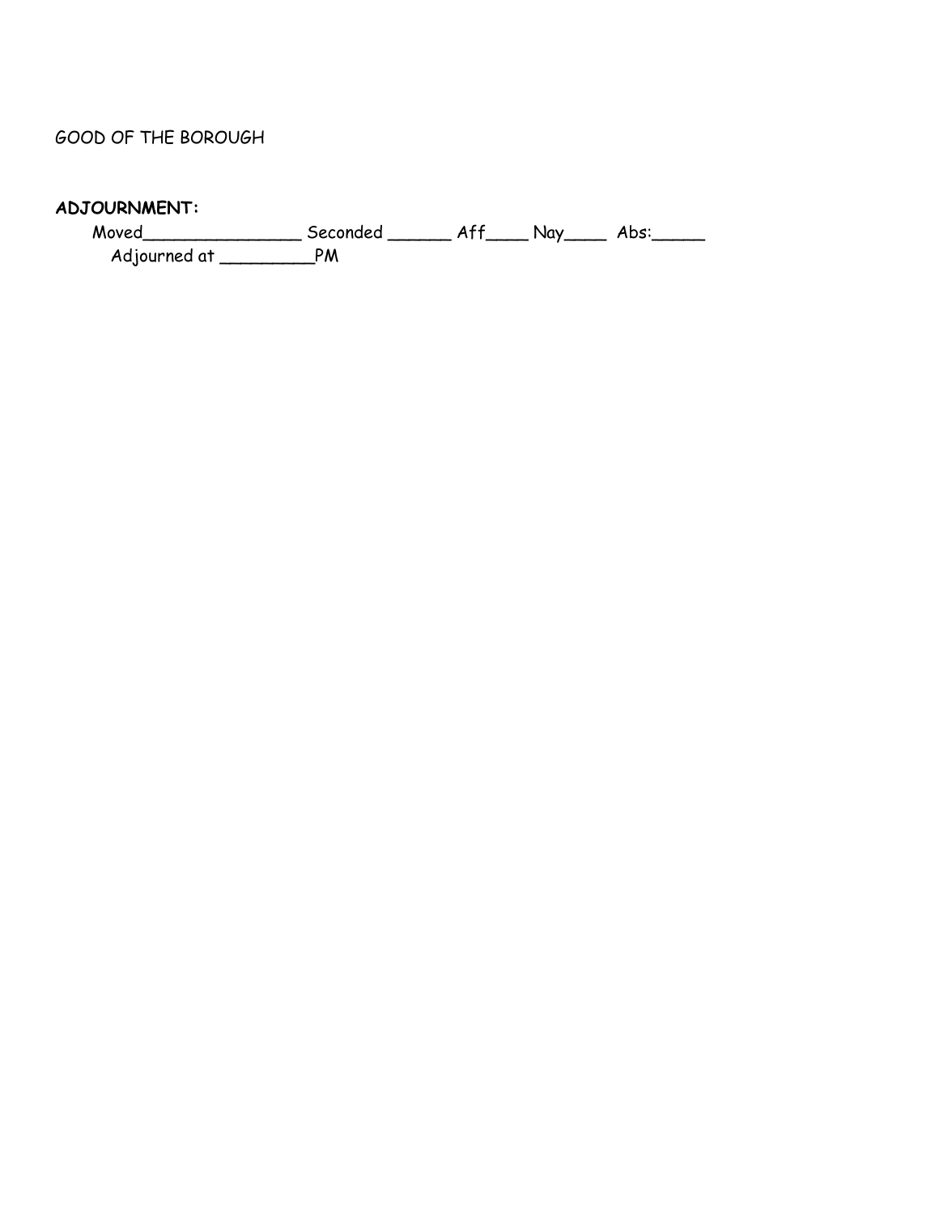GOOD OF THE BOROUGH

**ADJOURNMENT:**

Moved_______________ Seconded ______ Aff____ Nay____ Abs:_____

Adjourned at _________PM